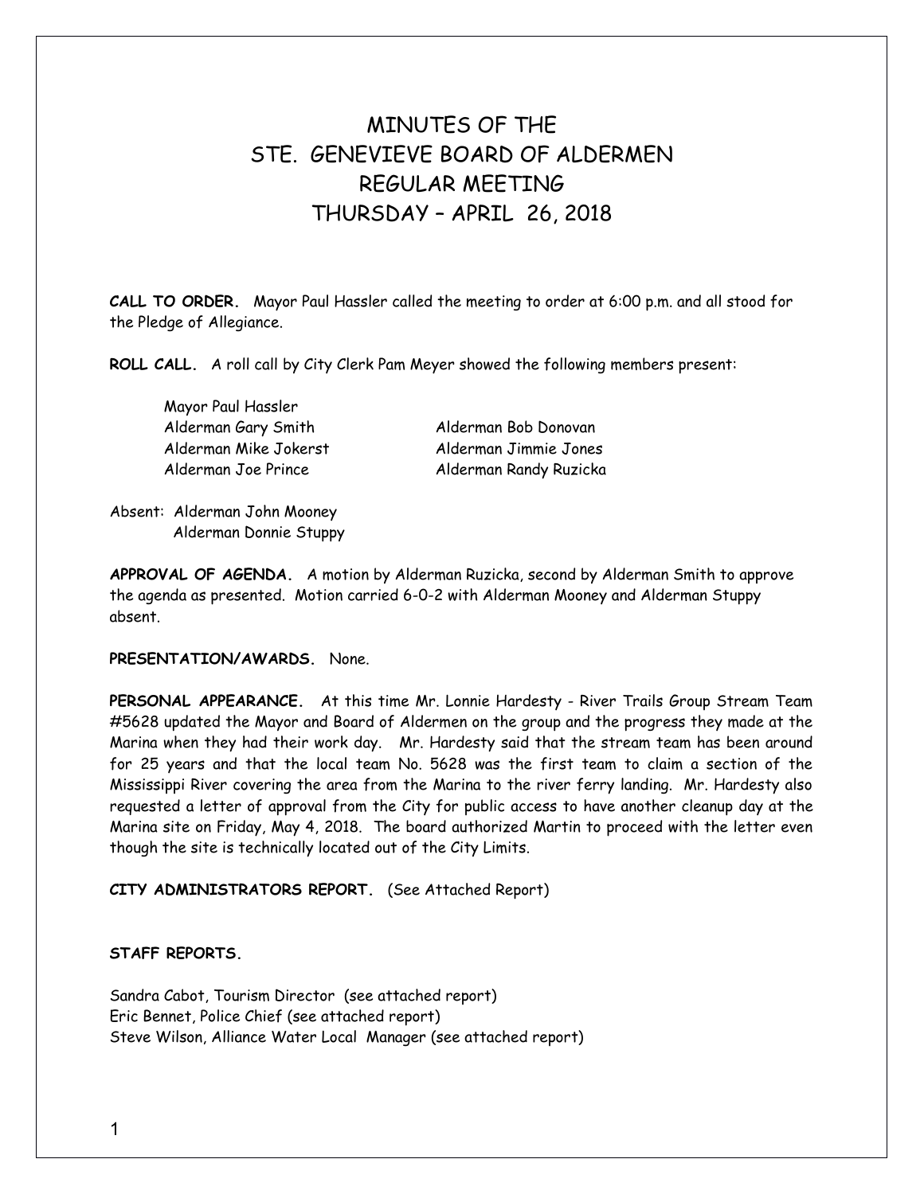# MINUTES OF THE STE. GENEVIEVE BOARD OF ALDERMEN REGULAR MEETING THURSDAY – APRIL 26, 2018

**CALL TO ORDER.** Mayor Paul Hassler called the meeting to order at 6:00 p.m. and all stood for the Pledge of Allegiance.

**ROLL CALL.** A roll call by City Clerk Pam Meyer showed the following members present:

Mayor Paul Hassler
Alderman Gary Smith
Alderman Mike Jokerst
Alderman Joe Prince
Alderman Bob Donovan
Alderman Jimmie Jones
Alderman Randy Ruzicka

Absent: Alderman John Mooney
Alderman Donnie Stuppy

**APPROVAL OF AGENDA.** A motion by Alderman Ruzicka, second by Alderman Smith to approve the agenda as presented. Motion carried 6-0-2 with Alderman Mooney and Alderman Stuppy absent.

**PRESENTATION/AWARDS.** None.

**PERSONAL APPEARANCE.** At this time Mr. Lonnie Hardesty - River Trails Group Stream Team #5628 updated the Mayor and Board of Aldermen on the group and the progress they made at the Marina when they had their work day. Mr. Hardesty said that the stream team has been around for 25 years and that the local team No. 5628 was the first team to claim a section of the Mississippi River covering the area from the Marina to the river ferry landing. Mr. Hardesty also requested a letter of approval from the City for public access to have another cleanup day at the Marina site on Friday, May 4, 2018. The board authorized Martin to proceed with the letter even though the site is technically located out of the City Limits.

**CITY ADMINISTRATORS REPORT.** (See Attached Report)

**STAFF REPORTS.**

Sandra Cabot, Tourism Director (see attached report)
Eric Bennet, Police Chief (see attached report)
Steve Wilson, Alliance Water Local Manager (see attached report)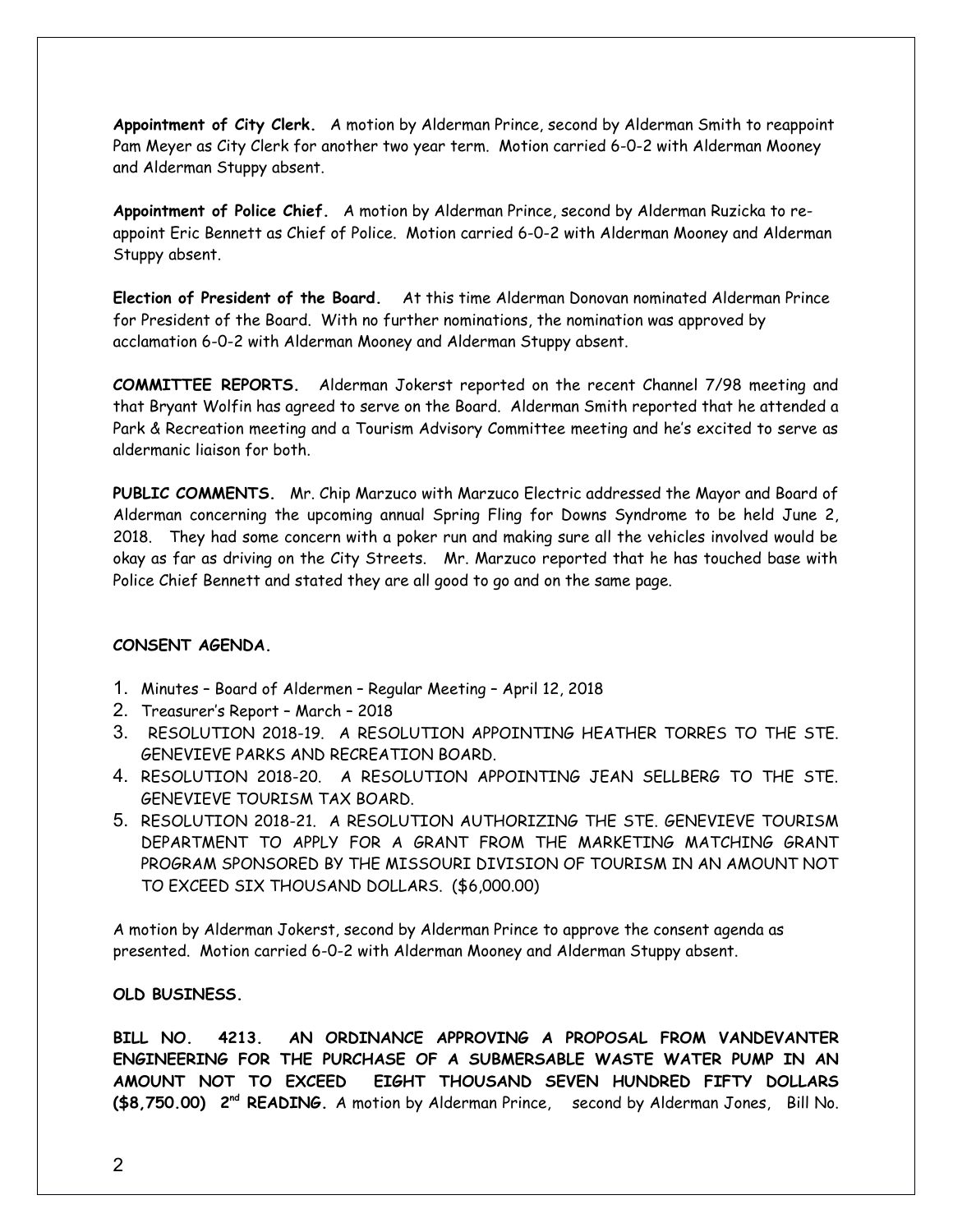**Appointment of City Clerk.** A motion by Alderman Prince, second by Alderman Smith to reappoint Pam Meyer as City Clerk for another two year term. Motion carried 6-0-2 with Alderman Mooney and Alderman Stuppy absent.

**Appointment of Police Chief.** A motion by Alderman Prince, second by Alderman Ruzicka to re-appoint Eric Bennett as Chief of Police. Motion carried 6-0-2 with Alderman Mooney and Alderman Stuppy absent.

**Election of President of the Board.** At this time Alderman Donovan nominated Alderman Prince for President of the Board. With no further nominations, the nomination was approved by acclamation 6-0-2 with Alderman Mooney and Alderman Stuppy absent.

**COMMITTEE REPORTS.** Alderman Jokerst reported on the recent Channel 7/98 meeting and that Bryant Wolfin has agreed to serve on the Board. Alderman Smith reported that he attended a Park & Recreation meeting and a Tourism Advisory Committee meeting and he's excited to serve as aldermanic liaison for both.

**PUBLIC COMMENTS.** Mr. Chip Marzuco with Marzuco Electric addressed the Mayor and Board of Alderman concerning the upcoming annual Spring Fling for Downs Syndrome to be held June 2, 2018. They had some concern with a poker run and making sure all the vehicles involved would be okay as far as driving on the City Streets. Mr. Marzuco reported that he has touched base with Police Chief Bennett and stated they are all good to go and on the same page.

**CONSENT AGENDA.**

1. Minutes – Board of Aldermen – Regular Meeting – April 12, 2018
2. Treasurer's Report – March – 2018
3. RESOLUTION 2018-19. A RESOLUTION APPOINTING HEATHER TORRES TO THE STE. GENEVIEVE PARKS AND RECREATION BOARD.
4. RESOLUTION 2018-20. A RESOLUTION APPOINTING JEAN SELLBERG TO THE STE. GENEVIEVE TOURISM TAX BOARD.
5. RESOLUTION 2018-21. A RESOLUTION AUTHORIZING THE STE. GENEVIEVE TOURISM DEPARTMENT TO APPLY FOR A GRANT FROM THE MARKETING MATCHING GRANT PROGRAM SPONSORED BY THE MISSOURI DIVISION OF TOURISM IN AN AMOUNT NOT TO EXCEED SIX THOUSAND DOLLARS. ($6,000.00)

A motion by Alderman Jokerst, second by Alderman Prince to approve the consent agenda as presented. Motion carried 6-0-2 with Alderman Mooney and Alderman Stuppy absent.

**OLD BUSINESS.**

**BILL NO. 4213. AN ORDINANCE APPROVING A PROPOSAL FROM VANDEVANTER ENGINEERING FOR THE PURCHASE OF A SUBMERSABLE WASTE WATER PUMP IN AN AMOUNT NOT TO EXCEED EIGHT THOUSAND SEVEN HUNDRED FIFTY DOLLARS ($8,750.00) 2nd READING.** A motion by Alderman Prince, second by Alderman Jones, Bill No.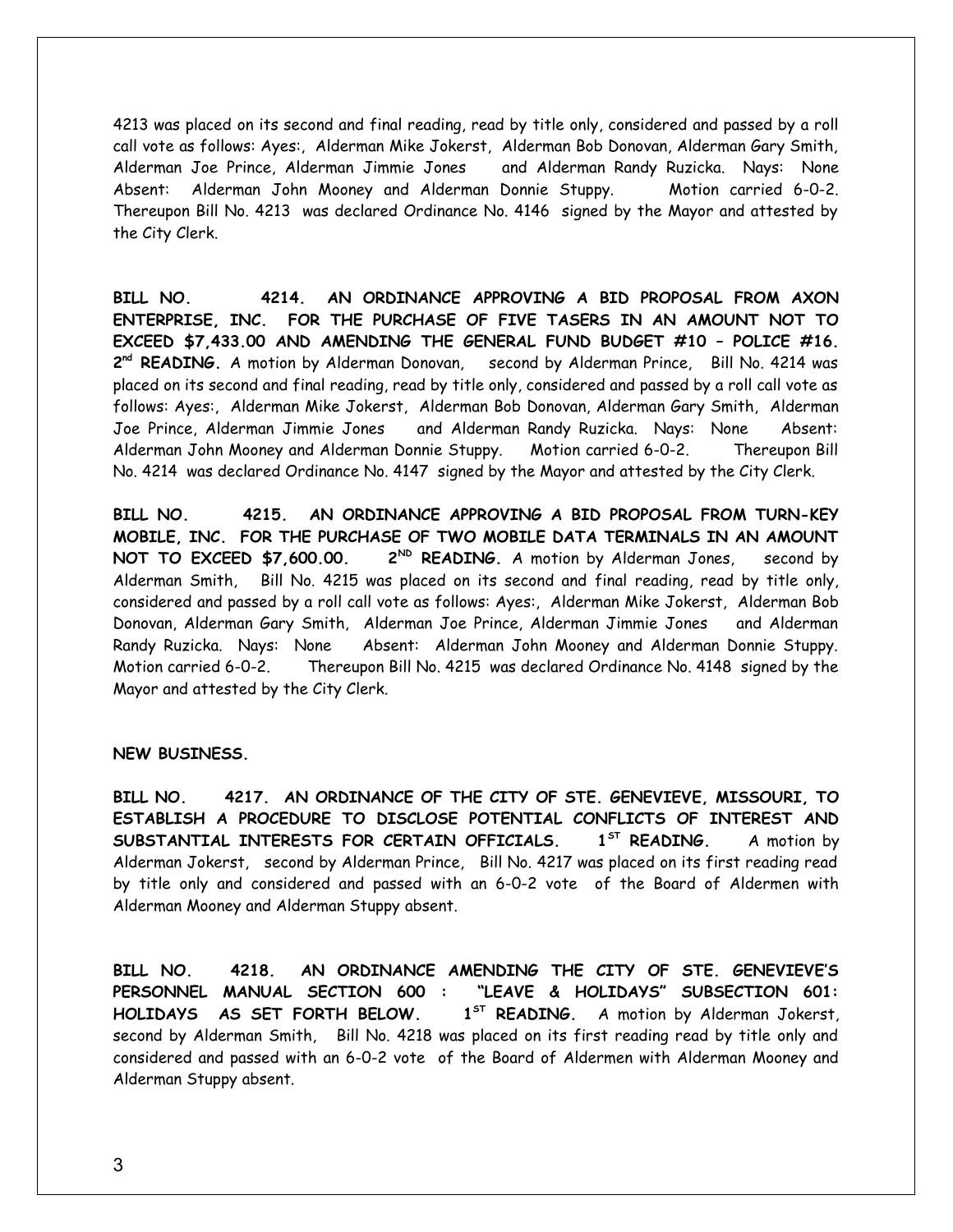4213 was placed on its second and final reading, read by title only, considered and passed by a roll call vote as follows: Ayes:, Alderman Mike Jokerst, Alderman Bob Donovan, Alderman Gary Smith, Alderman Joe Prince, Alderman Jimmie Jones and Alderman Randy Ruzicka. Nays: None Absent: Alderman John Mooney and Alderman Donnie Stuppy. Motion carried 6-0-2. Thereupon Bill No. 4213 was declared Ordinance No. 4146 signed by the Mayor and attested by the City Clerk.

**BILL NO. 4214. AN ORDINANCE APPROVING A BID PROPOSAL FROM AXON ENTERPRISE, INC. FOR THE PURCHASE OF FIVE TASERS IN AN AMOUNT NOT TO EXCEED $7,433.00 AND AMENDING THE GENERAL FUND BUDGET #10 – POLICE #16. 2nd READING.** A motion by Alderman Donovan, second by Alderman Prince, Bill No. 4214 was placed on its second and final reading, read by title only, considered and passed by a roll call vote as follows: Ayes:, Alderman Mike Jokerst, Alderman Bob Donovan, Alderman Gary Smith, Alderman Joe Prince, Alderman Jimmie Jones and Alderman Randy Ruzicka. Nays: None Absent: Alderman John Mooney and Alderman Donnie Stuppy. Motion carried 6-0-2. Thereupon Bill No. 4214 was declared Ordinance No. 4147 signed by the Mayor and attested by the City Clerk.

**BILL NO. 4215. AN ORDINANCE APPROVING A BID PROPOSAL FROM TURN-KEY MOBILE, INC. FOR THE PURCHASE OF TWO MOBILE DATA TERMINALS IN AN AMOUNT NOT TO EXCEED $7,600.00. 2ND READING.** A motion by Alderman Jones, second by Alderman Smith, Bill No. 4215 was placed on its second and final reading, read by title only, considered and passed by a roll call vote as follows: Ayes:, Alderman Mike Jokerst, Alderman Bob Donovan, Alderman Gary Smith, Alderman Joe Prince, Alderman Jimmie Jones and Alderman Randy Ruzicka. Nays: None Absent: Alderman John Mooney and Alderman Donnie Stuppy. Motion carried 6-0-2. Thereupon Bill No. 4215 was declared Ordinance No. 4148 signed by the Mayor and attested by the City Clerk.

**NEW BUSINESS.**

**BILL NO. 4217. AN ORDINANCE OF THE CITY OF STE. GENEVIEVE, MISSOURI, TO ESTABLISH A PROCEDURE TO DISCLOSE POTENTIAL CONFLICTS OF INTEREST AND SUBSTANTIAL INTERESTS FOR CERTAIN OFFICIALS. 1ST READING.** A motion by Alderman Jokerst, second by Alderman Prince, Bill No. 4217 was placed on its first reading read by title only and considered and passed with an 6-0-2 vote of the Board of Aldermen with Alderman Mooney and Alderman Stuppy absent.

**BILL NO. 4218. AN ORDINANCE AMENDING THE CITY OF STE. GENEVIEVE'S PERSONNEL MANUAL SECTION 600 : "LEAVE & HOLIDAYS" SUBSECTION 601: HOLIDAYS AS SET FORTH BELOW. 1ST READING.** A motion by Alderman Jokerst, second by Alderman Smith, Bill No. 4218 was placed on its first reading read by title only and considered and passed with an 6-0-2 vote of the Board of Aldermen with Alderman Mooney and Alderman Stuppy absent.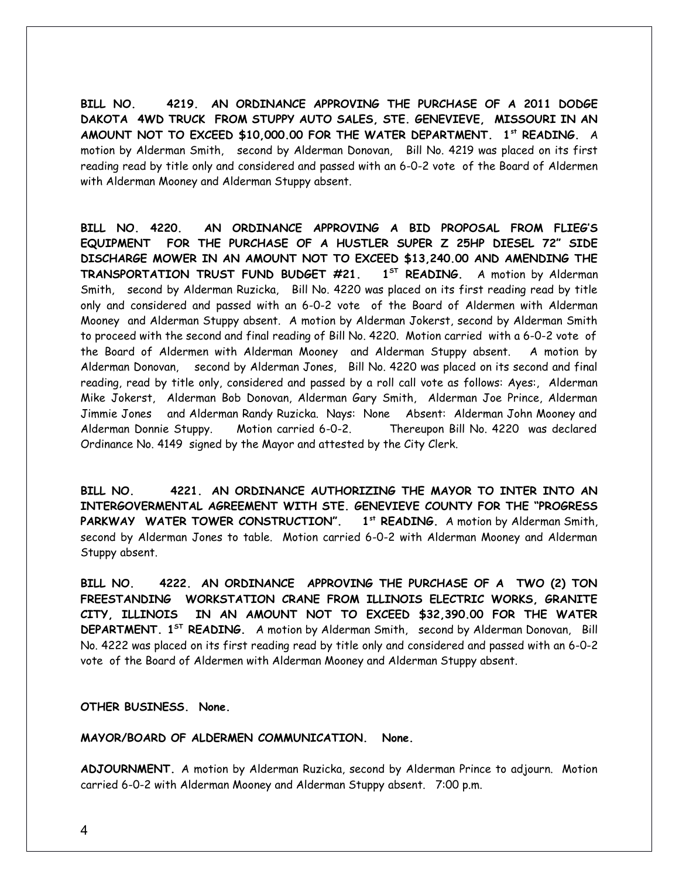**BILL NO. 4219. AN ORDINANCE APPROVING THE PURCHASE OF A 2011 DODGE DAKOTA 4WD TRUCK FROM STUPPY AUTO SALES, STE. GENEVIEVE, MISSOURI IN AN AMOUNT NOT TO EXCEED $10,000.00 FOR THE WATER DEPARTMENT. 1st READING.** A motion by Alderman Smith, second by Alderman Donovan, Bill No. 4219 was placed on its first reading read by title only and considered and passed with an 6-0-2 vote of the Board of Aldermen with Alderman Mooney and Alderman Stuppy absent.

**BILL NO. 4220. AN ORDINANCE APPROVING A BID PROPOSAL FROM FLIEG'S EQUIPMENT FOR THE PURCHASE OF A HUSTLER SUPER Z 25HP DIESEL 72" SIDE DISCHARGE MOWER IN AN AMOUNT NOT TO EXCEED $13,240.00 AND AMENDING THE TRANSPORTATION TRUST FUND BUDGET #21. 1ST READING.** A motion by Alderman Smith, second by Alderman Ruzicka, Bill No. 4220 was placed on its first reading read by title only and considered and passed with an 6-0-2 vote of the Board of Aldermen with Alderman Mooney and Alderman Stuppy absent. A motion by Alderman Jokerst, second by Alderman Smith to proceed with the second and final reading of Bill No. 4220. Motion carried with a 6-0-2 vote of the Board of Aldermen with Alderman Mooney and Alderman Stuppy absent. A motion by Alderman Donovan, second by Alderman Jones, Bill No. 4220 was placed on its second and final reading, read by title only, considered and passed by a roll call vote as follows: Ayes:, Alderman Mike Jokerst, Alderman Bob Donovan, Alderman Gary Smith, Alderman Joe Prince, Alderman Jimmie Jones and Alderman Randy Ruzicka. Nays: None Absent: Alderman John Mooney and Alderman Donnie Stuppy. Motion carried 6-0-2. Thereupon Bill No. 4220 was declared Ordinance No. 4149 signed by the Mayor and attested by the City Clerk.

**BILL NO. 4221. AN ORDINANCE AUTHORIZING THE MAYOR TO INTER INTO AN INTERGOVERMENTAL AGREEMENT WITH STE. GENEVIEVE COUNTY FOR THE "PROGRESS PARKWAY WATER TOWER CONSTRUCTION". 1st READING.** A motion by Alderman Smith, second by Alderman Jones to table. Motion carried 6-0-2 with Alderman Mooney and Alderman Stuppy absent.

**BILL NO. 4222. AN ORDINANCE APPROVING THE PURCHASE OF A TWO (2) TON FREESTANDING WORKSTATION CRANE FROM ILLINOIS ELECTRIC WORKS, GRANITE CITY, ILLINOIS IN AN AMOUNT NOT TO EXCEED $32,390.00 FOR THE WATER DEPARTMENT. 1ST READING.** A motion by Alderman Smith, second by Alderman Donovan, Bill No. 4222 was placed on its first reading read by title only and considered and passed with an 6-0-2 vote of the Board of Aldermen with Alderman Mooney and Alderman Stuppy absent.

**OTHER BUSINESS. None.**

**MAYOR/BOARD OF ALDERMEN COMMUNICATION. None.**

**ADJOURNMENT.** A motion by Alderman Ruzicka, second by Alderman Prince to adjourn. Motion carried 6-0-2 with Alderman Mooney and Alderman Stuppy absent. 7:00 p.m.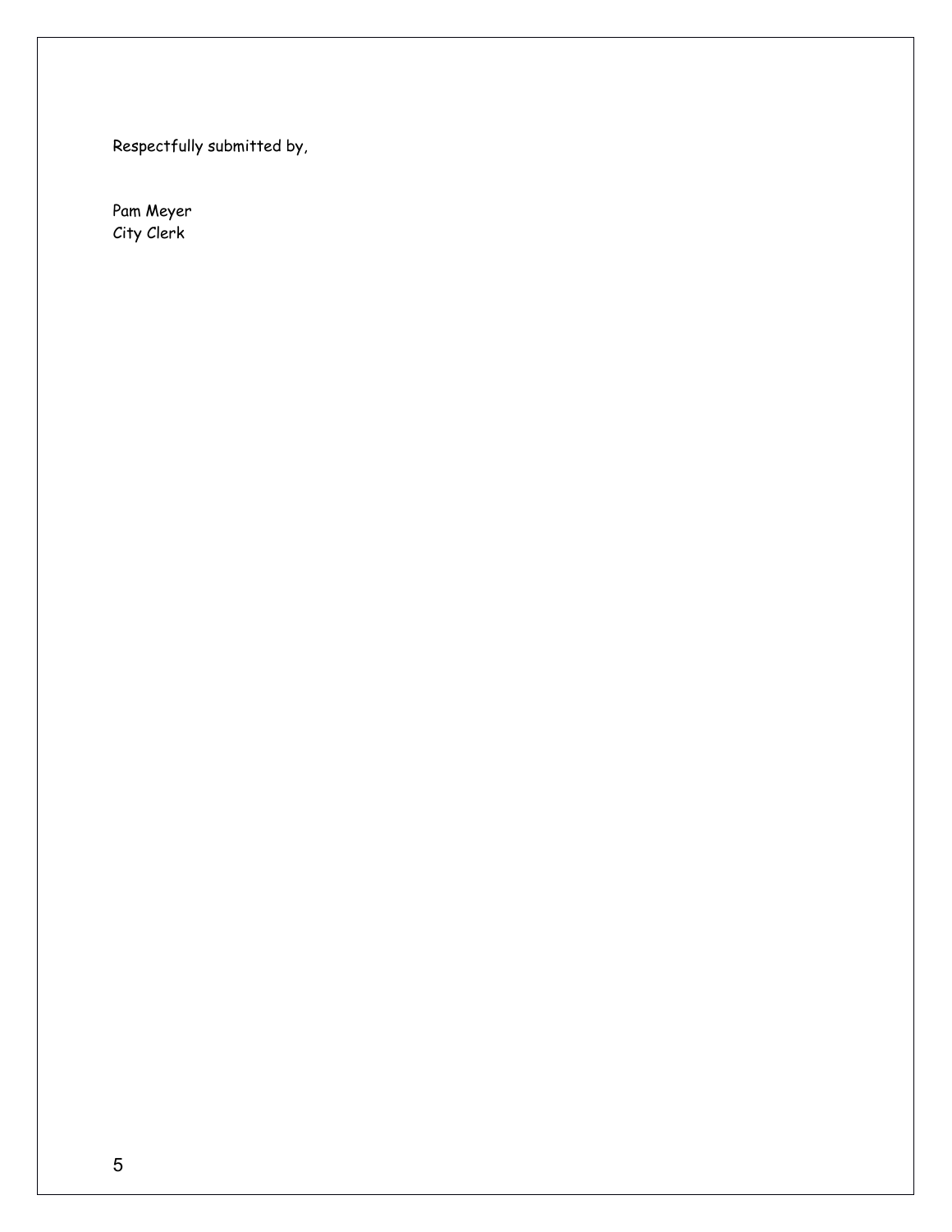Respectfully submitted by,

Pam Meyer
City Clerk